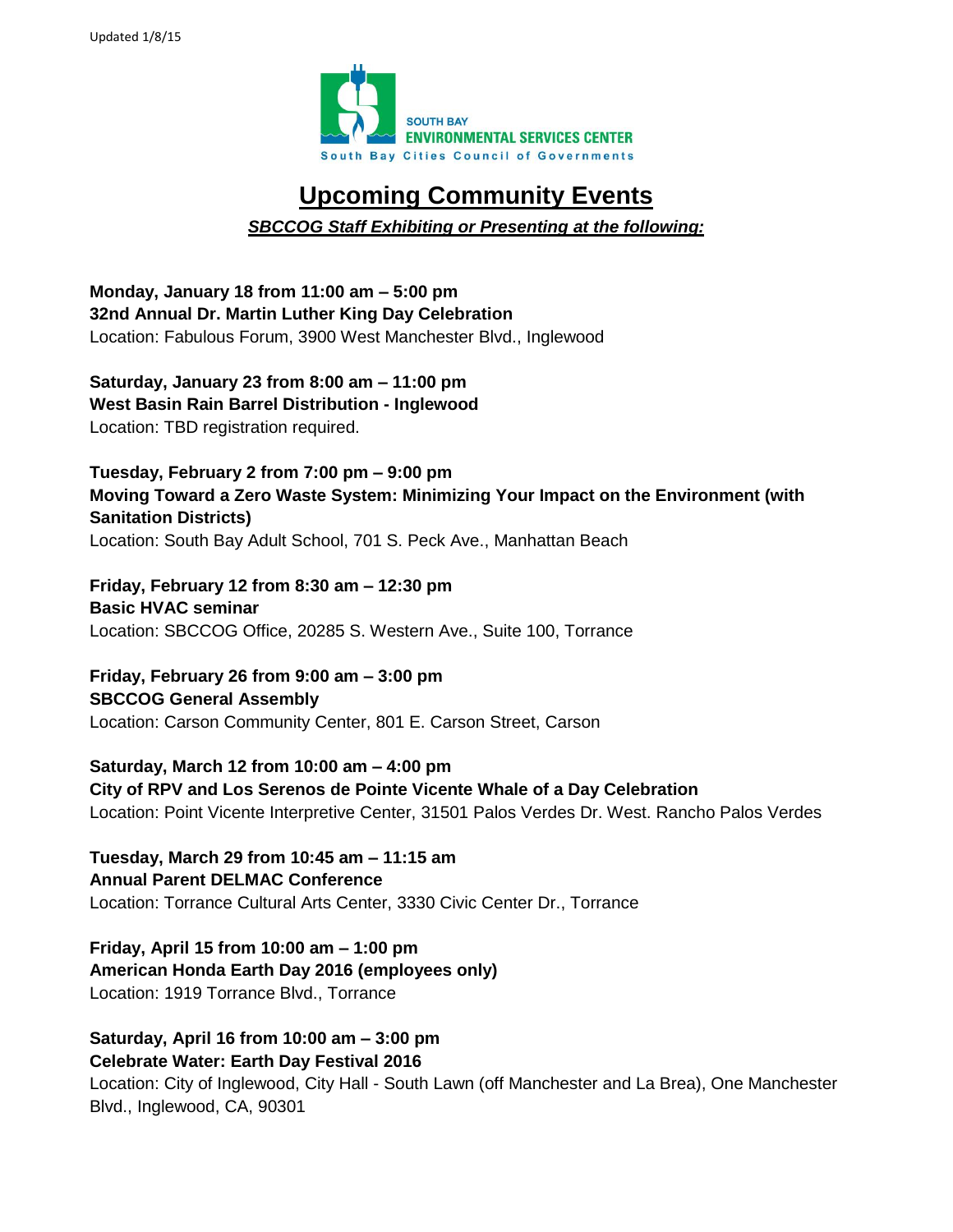Updated 1/8/15

SOUTH BAY
ENVIRONMENTAL SERVICES CENTER
South Bay Cities Council of Governments

# Upcoming Community Events

***SBCCOG Staff Exhibiting or Presenting at the following:***

**Monday, January 18 from 11:00 am – 5:00 pm**
**32nd Annual Dr. Martin Luther King Day Celebration**
Location: Fabulous Forum, 3900 West Manchester Blvd., Inglewood

**Saturday, January 23 from 8:00 am – 11:00 pm**
**West Basin Rain Barrel Distribution - Inglewood**
Location: TBD registration required.

**Tuesday, February 2 from 7:00 pm – 9:00 pm**
**Moving Toward a Zero Waste System: Minimizing Your Impact on the Environment (with Sanitation Districts)**
Location: South Bay Adult School, 701 S. Peck Ave., Manhattan Beach

**Friday, February 12 from 8:30 am – 12:30 pm**
**Basic HVAC seminar**
Location: SBCCOG Office, 20285 S. Western Ave., Suite 100, Torrance

**Friday, February 26 from 9:00 am – 3:00 pm**
**SBCCOG General Assembly**
Location: Carson Community Center, 801 E. Carson Street, Carson

**Saturday, March 12 from 10:00 am – 4:00 pm**
**City of RPV and Los Serenos de Pointe Vicente Whale of a Day Celebration**
Location: Point Vicente Interpretive Center, 31501 Palos Verdes Dr. West. Rancho Palos Verdes

**Tuesday, March 29 from 10:45 am – 11:15 am**
**Annual Parent DELMAC Conference**
Location: Torrance Cultural Arts Center, 3330 Civic Center Dr., Torrance

**Friday, April 15 from 10:00 am – 1:00 pm**
**American Honda Earth Day 2016 (employees only)**
Location: 1919 Torrance Blvd., Torrance

**Saturday, April 16 from 10:00 am – 3:00 pm**
**Celebrate Water: Earth Day Festival 2016**
Location: City of Inglewood, City Hall - South Lawn (off Manchester and La Brea), One Manchester Blvd., Inglewood, CA, 90301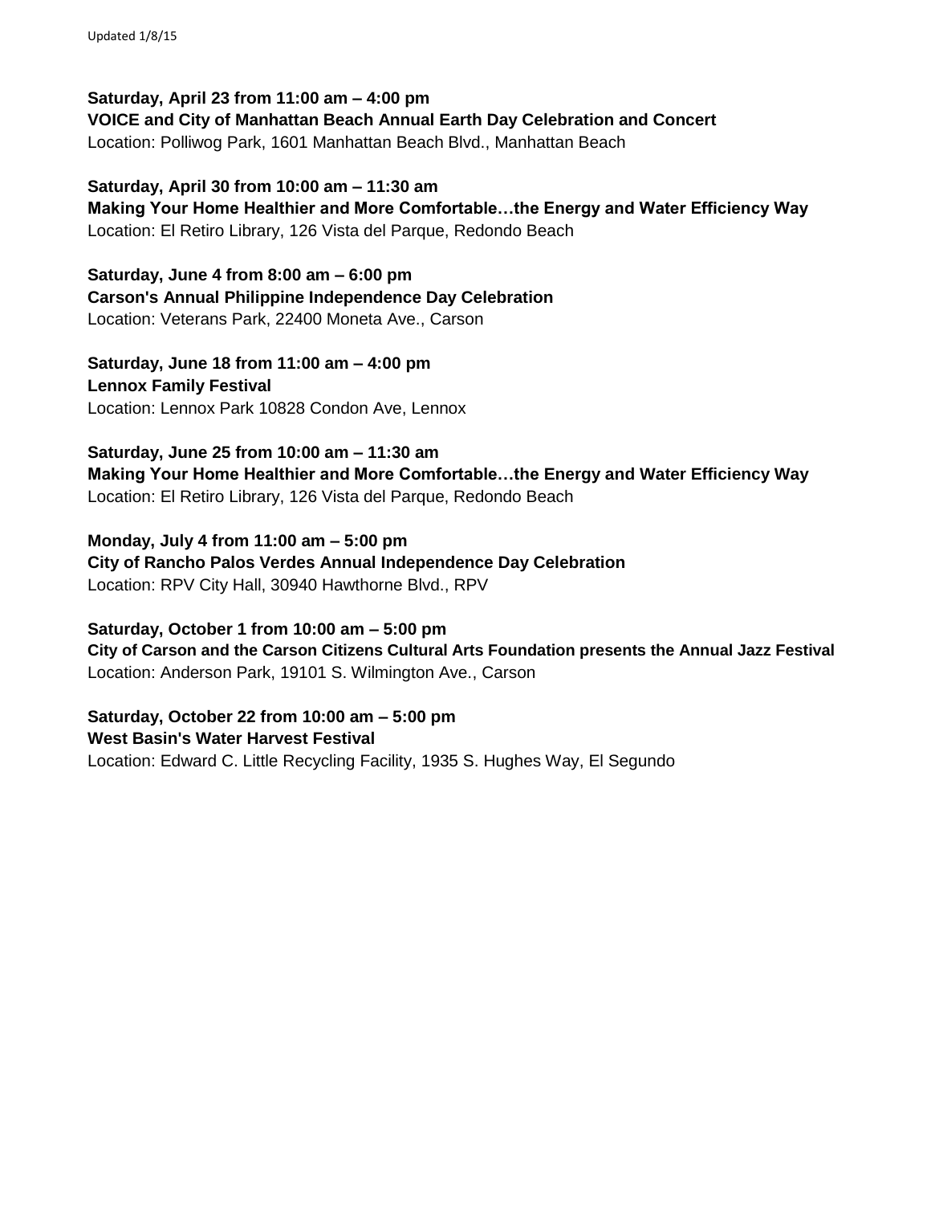**Saturday, April 23 from 11:00 am – 4:00 pm**
**VOICE and City of Manhattan Beach Annual Earth Day Celebration and Concert**
Location: Polliwog Park, 1601 Manhattan Beach Blvd., Manhattan Beach

**Saturday, April 30 from 10:00 am – 11:30 am**
**Making Your Home Healthier and More Comfortable…the Energy and Water Efficiency Way**
Location: El Retiro Library, 126 Vista del Parque, Redondo Beach

**Saturday, June 4 from 8:00 am – 6:00 pm**
**Carson's Annual Philippine Independence Day Celebration**
Location: Veterans Park, 22400 Moneta Ave., Carson

**Saturday, June 18 from 11:00 am – 4:00 pm**
**Lennox Family Festival**
Location: Lennox Park 10828 Condon Ave, Lennox

**Saturday, June 25 from 10:00 am – 11:30 am**
**Making Your Home Healthier and More Comfortable…the Energy and Water Efficiency Way**
Location: El Retiro Library, 126 Vista del Parque, Redondo Beach

**Monday, July 4 from 11:00 am – 5:00 pm**
**City of Rancho Palos Verdes Annual Independence Day Celebration**
Location: RPV City Hall, 30940 Hawthorne Blvd., RPV

**Saturday, October 1 from 10:00 am – 5:00 pm**
**City of Carson and the Carson Citizens Cultural Arts Foundation presents the Annual Jazz Festival**
Location: Anderson Park, 19101 S. Wilmington Ave., Carson

**Saturday, October 22 from 10:00 am – 5:00 pm**
**West Basin's Water Harvest Festival**
Location: Edward C. Little Recycling Facility, 1935 S. Hughes Way, El Segundo